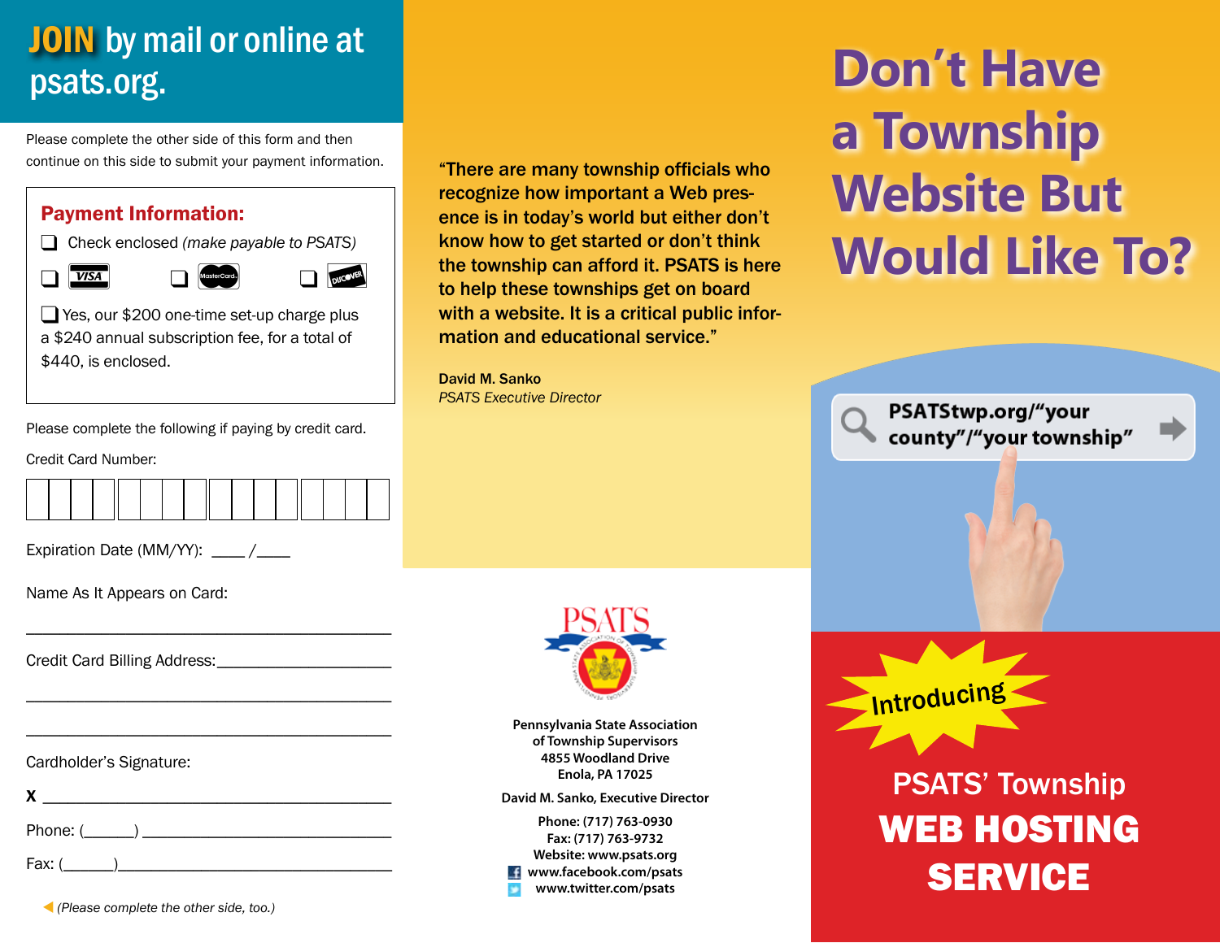## JOIN by mail or online at psats.org.

Please complete the other side of this form and then continue on this side to submit your payment information.

**Payment Information:**

❑ Check enclosed *(make payable to PSATS)*

❑ VISA ❑ MasterCard ❑ DISCOVER

❑ Yes, our $200 one-time set-up charge plus a $240 annual subscription fee, for a total of $440, is enclosed.

Please complete the following if paying by credit card.

Credit Card Number:

| | | | | | | | | | | | | | | | |
|---|---|---|---|---|---|---|---|---|---|---|---|---|---|---|---|

Expiration Date (MM/YY): ____ /____

Name As It Appears on Card:

_______________________________________

Credit Card Billing Address:____________________

_______________________________________

_______________________________________

Cardholder's Signature:

X _______________________________________

Phone: (______) ___________________________

Fax: (______)______________________________

*(Please complete the other side, too.)*

"There are many township officials who recognize how important a Web presence is in today's world but either don't know how to get started or don't think the township can afford it. PSATS is here to help these townships get on board with a website. It is a critical public information and educational service."

**David M. Sanko**
*PSATS Executive Director*

**Pennsylvania State Association of Township Supervisors**
**4855 Woodland Drive**
**Enola, PA 17025**

**David M. Sanko, Executive Director**

**Phone: (717) 763-0930**
**Fax: (717) 763-9732**
**Website: www.psats.org**
**www.facebook.com/psats**
**www.twitter.com/psats**

# Don't Have a Township Website But Would Like To?

PSATStwp.org/"your county"/"your township"

Introducing

## PSATS' Township WEB HOSTING SERVICE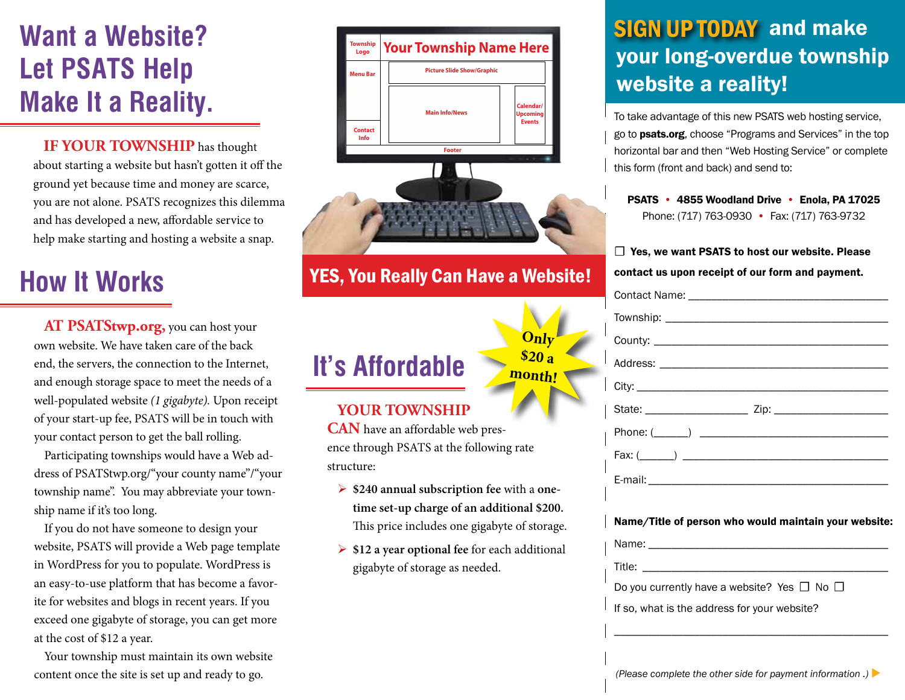# Want a Website? Let PSATS Help Make It a Reality.

**IF YOUR TOWNSHIP** has thought about starting a website but hasn't gotten it off the ground yet because time and money are scarce, you are not alone. PSATS recognizes this dilemma and has developed a new, affordable service to help make starting and hosting a website a snap.

## How It Works

**AT PSATStwp.org,** you can host your own website. We have taken care of the back end, the servers, the connection to the Internet, and enough storage space to meet the needs of a well-populated website *(1 gigabyte)*. Upon receipt of your start-up fee, PSATS will be in touch with your contact person to get the ball rolling.

Participating townships would have a Web address of PSATStwp.org/"your county name"/"your township name". You may abbreviate your township name if it's too long.

If you do not have someone to design your website, PSATS will provide a Web page template in WordPress for you to populate. WordPress is an easy-to-use platform that has become a favorite for websites and blogs in recent years. If you exceed one gigabyte of storage, you can get more at the cost of $12 a year.

Your township must maintain its own website content once the site is set up and ready to go.

Township Logo
Your Township Name Here
Menu Bar
Picture Slide Show/Graphic
Main Info/News
Calendar/ Upcoming Events
Contact Info
Footer

**YES, You Really Can Have a Website!**

## It's Affordable

**Only $20 a month!**

**YOUR TOWNSHIP CAN** have an affordable web presence through PSATS at the following rate structure:

- **$240 annual subscription fee** with a **one-time set-up charge of an additional $200.** This price includes one gigabyte of storage.
- **$12 a year optional fee** for each additional gigabyte of storage as needed.

## SIGN UP TODAY and make your long-overdue township website a reality!

To take advantage of this new PSATS web hosting service, go to **psats.org**, choose "Programs and Services" in the top horizontal bar and then "Web Hosting Service" or complete this form (front and back) and send to:

**PSATS • 4855 Woodland Drive • Enola, PA 17025**
Phone: (717) 763-0930 • Fax: (717) 763-9732

☐ **Yes, we want PSATS to host our website. Please contact us upon receipt of our form and payment.**

Contact Name: ______________________________

Township: ______________________________

County: ______________________________

Address: ______________________________

City: ______________________________

State: ______________ Zip: ______________

Phone: (______) ______________________________

Fax: (______) ______________________________

E-mail: ______________________________

**Name/Title of person who would maintain your website:**

Name: ______________________________

Title: ______________________________

Do you currently have a website? Yes ☐ No ☐

If so, what is the address for your website?

______________________________

*(Please complete the other side for payment information .)* ▶